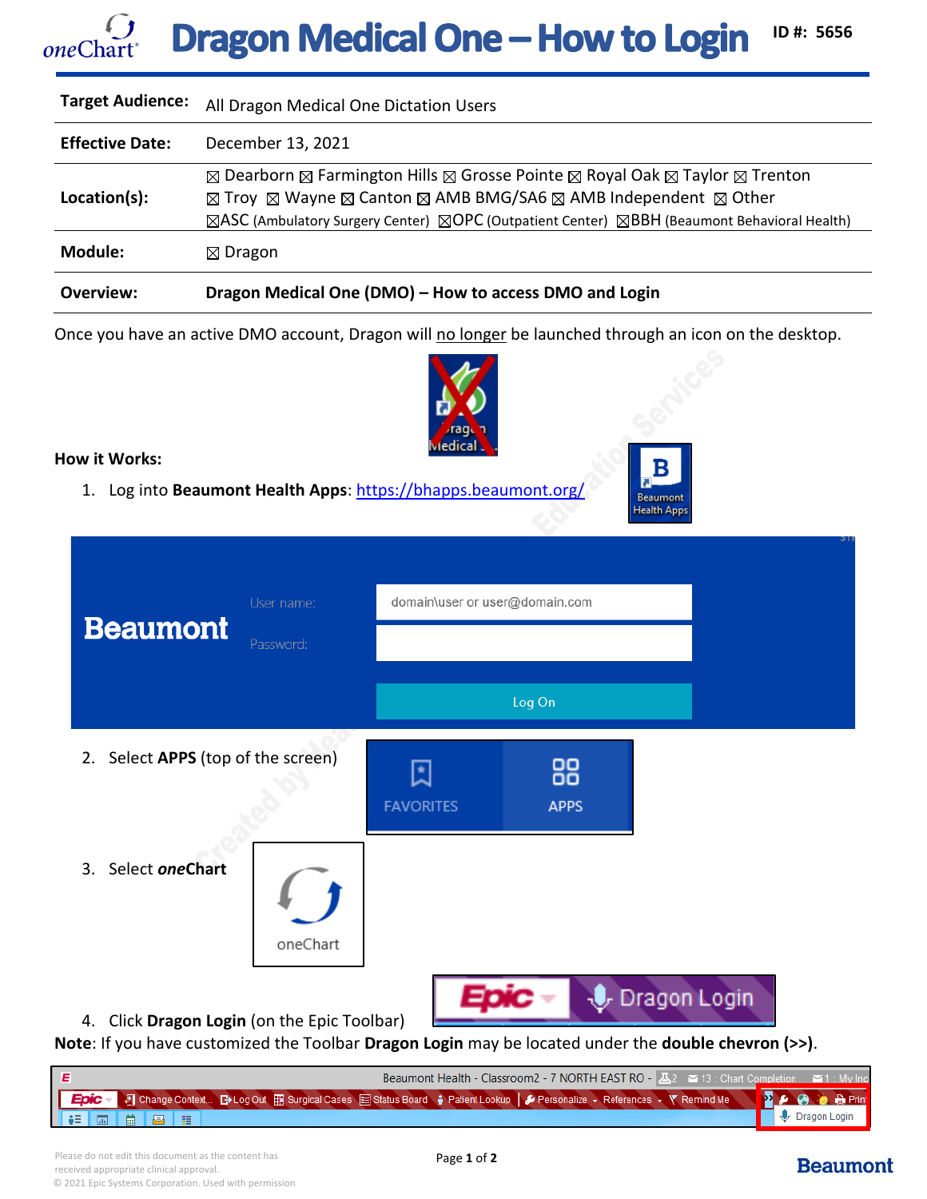# Dragon Medical One – How to Login

ID #: 5656

| Target Audience: | All Dragon Medical One Dictation Users |
|---|---|
| Effective Date: | December 13, 2021 |
| Location(s): | ☒ Dearborn ☒ Farmington Hills ☒ Grosse Pointe ☒ Royal Oak ☒ Taylor ☒ Trenton ☒ Troy ☒ Wayne ☒ Canton ☒ AMB BMG/SA6 ☒ AMB Independent ☒ Other ☒ASC (Ambulatory Surgery Center) ☒OPC (Outpatient Center) ☒BBH (Beaumont Behavioral Health) |
| Module: | ☒ Dragon |
| Overview: | **Dragon Medical One (DMO) – How to access DMO and Login** |

Once you have an active DMO account, Dragon will no longer be launched through an icon on the desktop.

**How it Works:**

1. Log into **Beaumont Health Apps**: https://bhapps.beaumont.org/
2. Select **APPS** (top of the screen)
3. Select ***one*Chart**
4. Click **Dragon Login** (on the Epic Toolbar)

**Note**: If you have customized the Toolbar **Dragon Login** may be located under the **double chevron (>>)**.

Please do not edit this document as the content has received appropriate clinical approval.
© 2021 Epic Systems Corporation. Used with permission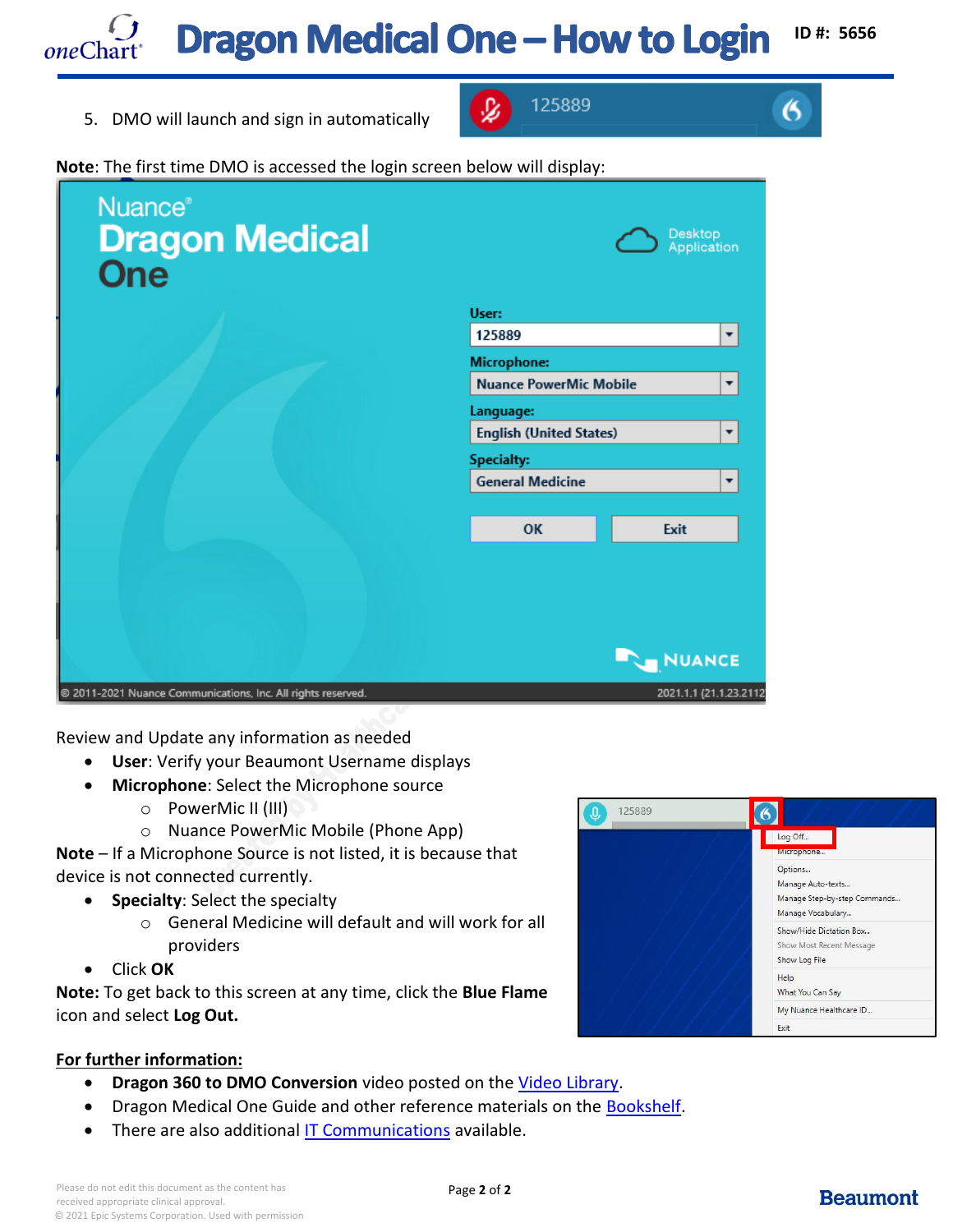5. DMO will launch and sign in automatically

**Note**: The first time DMO is accessed the login screen below will display:

Review and Update any information as needed

- **User**: Verify your Beaumont Username displays
- **Microphone**: Select the Microphone source
  - PowerMic II (III)
  - Nuance PowerMic Mobile (Phone App)

**Note** – If a Microphone Source is not listed, it is because that device is not connected currently.

- **Specialty**: Select the specialty
  - General Medicine will default and will work for all providers
- Click **OK**

**Note:** To get back to this screen at any time, click the **Blue Flame** icon and select **Log Out.**

**For further information:**

- **Dragon 360 to DMO Conversion** video posted on the Video Library.
- Dragon Medical One Guide and other reference materials on the Bookshelf.
- There are also additional IT Communications available.

Please do not edit this document as the content has received appropriate clinical approval.
© 2021 Epic Systems Corporation. Used with permission